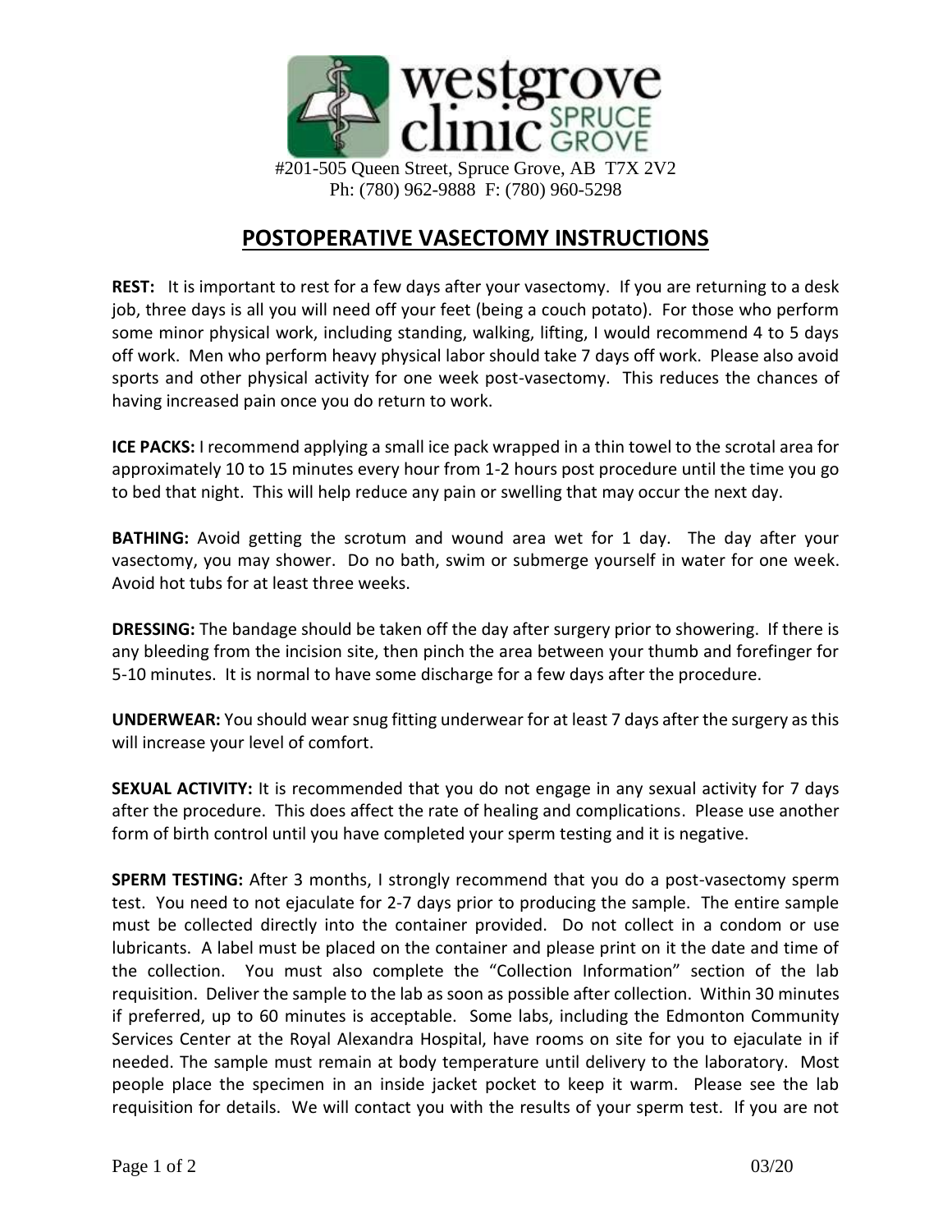**westgrove clinic SPRUCE GROVE**

#201-505 Queen Street, Spruce Grove, AB T7X 2V2
Ph: (780) 962-9888 F: (780) 960-5298

# POSTOPERATIVE VASECTOMY INSTRUCTIONS

**REST:** It is important to rest for a few days after your vasectomy. If you are returning to a desk job, three days is all you will need off your feet (being a couch potato). For those who perform some minor physical work, including standing, walking, lifting, I would recommend 4 to 5 days off work. Men who perform heavy physical labor should take 7 days off work. Please also avoid sports and other physical activity for one week post-vasectomy. This reduces the chances of having increased pain once you do return to work.

**ICE PACKS:** I recommend applying a small ice pack wrapped in a thin towel to the scrotal area for approximately 10 to 15 minutes every hour from 1-2 hours post procedure until the time you go to bed that night. This will help reduce any pain or swelling that may occur the next day.

**BATHING:** Avoid getting the scrotum and wound area wet for 1 day. The day after your vasectomy, you may shower. Do no bath, swim or submerge yourself in water for one week. Avoid hot tubs for at least three weeks.

**DRESSING:** The bandage should be taken off the day after surgery prior to showering. If there is any bleeding from the incision site, then pinch the area between your thumb and forefinger for 5-10 minutes. It is normal to have some discharge for a few days after the procedure.

**UNDERWEAR:** You should wear snug fitting underwear for at least 7 days after the surgery as this will increase your level of comfort.

**SEXUAL ACTIVITY:** It is recommended that you do not engage in any sexual activity for 7 days after the procedure. This does affect the rate of healing and complications. Please use another form of birth control until you have completed your sperm testing and it is negative.

**SPERM TESTING:** After 3 months, I strongly recommend that you do a post-vasectomy sperm test. You need to not ejaculate for 2-7 days prior to producing the sample. The entire sample must be collected directly into the container provided. Do not collect in a condom or use lubricants. A label must be placed on the container and please print on it the date and time of the collection. You must also complete the "Collection Information" section of the lab requisition. Deliver the sample to the lab as soon as possible after collection. Within 30 minutes if preferred, up to 60 minutes is acceptable. Some labs, including the Edmonton Community Services Center at the Royal Alexandra Hospital, have rooms on site for you to ejaculate in if needed. The sample must remain at body temperature until delivery to the laboratory. Most people place the specimen in an inside jacket pocket to keep it warm. Please see the lab requisition for details. We will contact you with the results of your sperm test. If you are not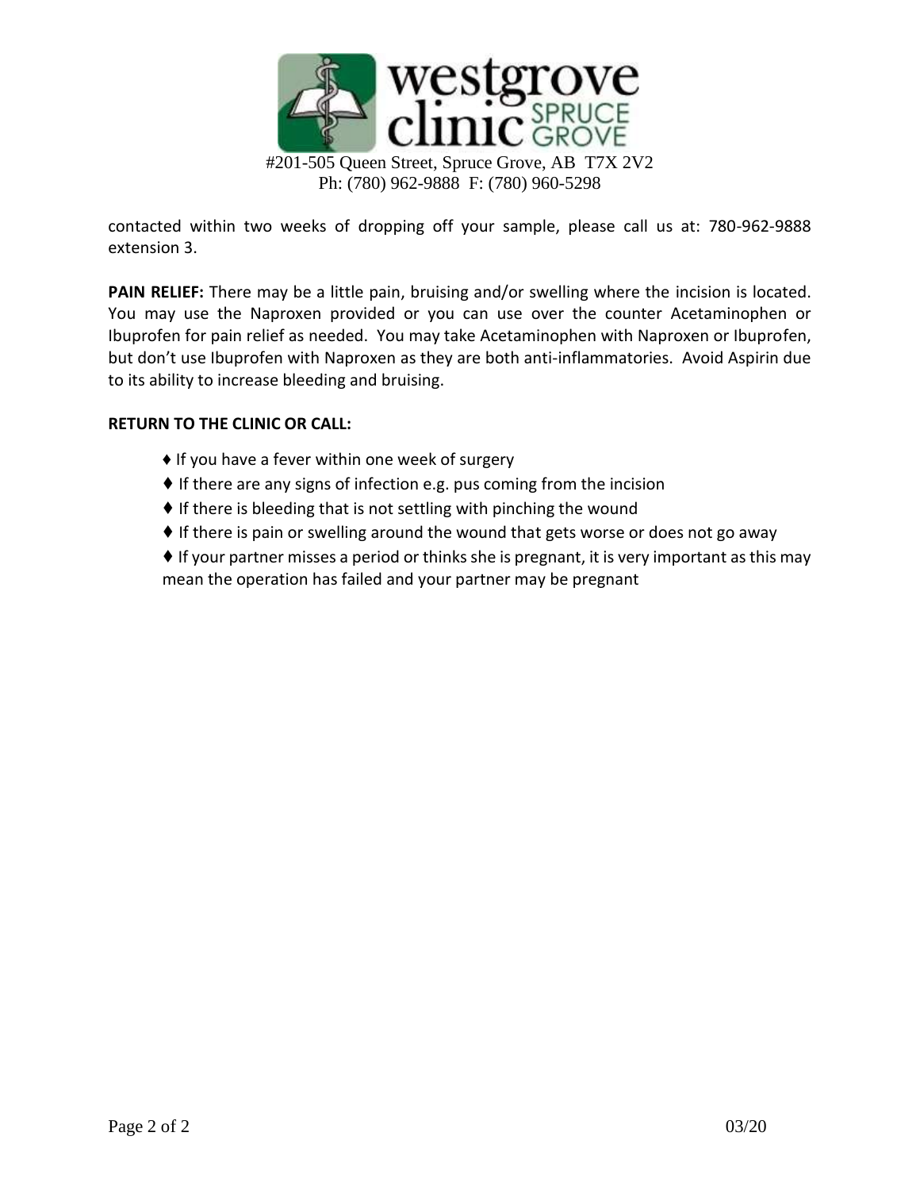contacted within two weeks of dropping off your sample, please call us at: 780-962-9888 extension 3.

**PAIN RELIEF:** There may be a little pain, bruising and/or swelling where the incision is located. You may use the Naproxen provided or you can use over the counter Acetaminophen or Ibuprofen for pain relief as needed. You may take Acetaminophen with Naproxen or Ibuprofen, but don't use Ibuprofen with Naproxen as they are both anti-inflammatories. Avoid Aspirin due to its ability to increase bleeding and bruising.

**RETURN TO THE CLINIC OR CALL:**

- ♦ If you have a fever within one week of surgery
- ♦ If there are any signs of infection e.g. pus coming from the incision
- ♦ If there is bleeding that is not settling with pinching the wound
- ♦ If there is pain or swelling around the wound that gets worse or does not go away
- ♦ If your partner misses a period or thinks she is pregnant, it is very important as this may mean the operation has failed and your partner may be pregnant

03/20